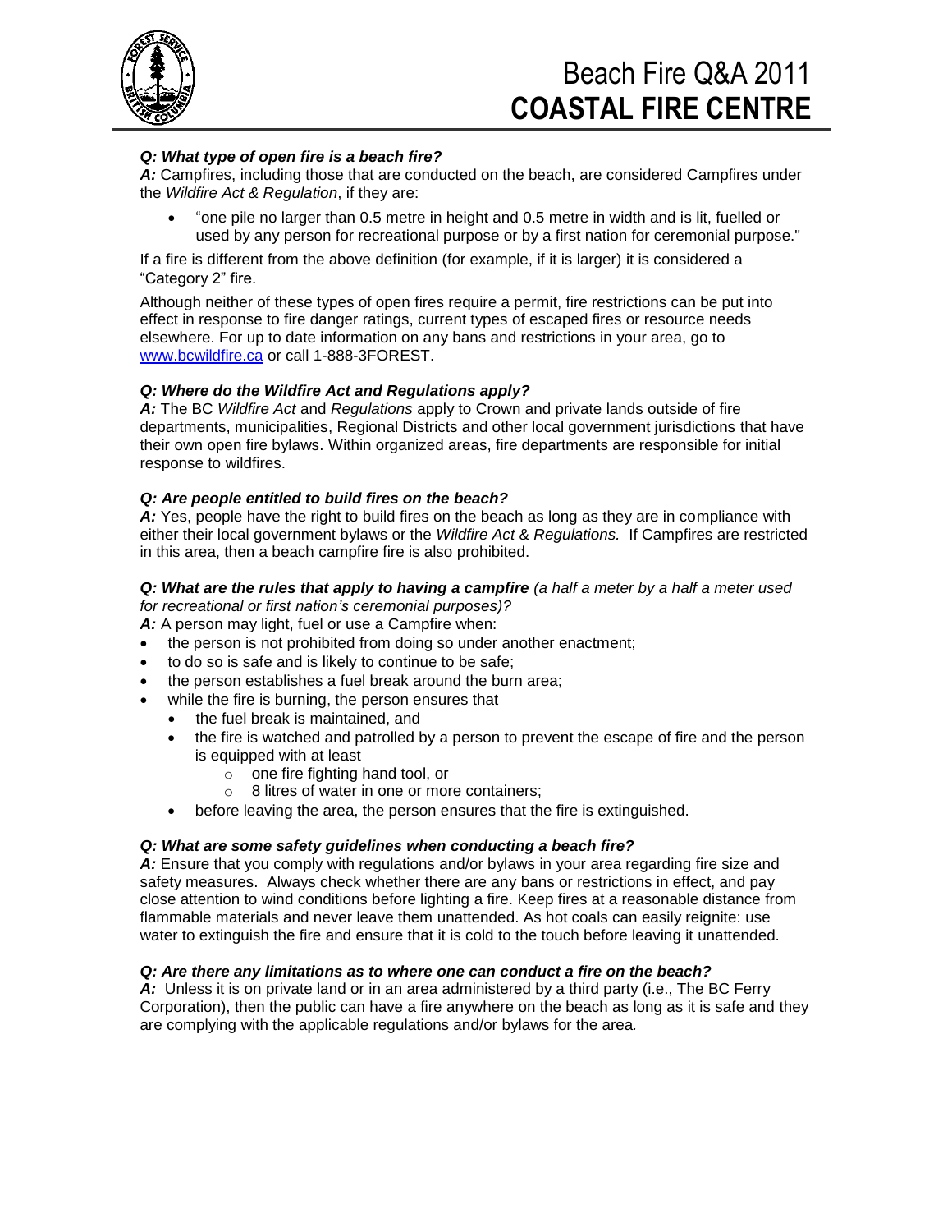# Beach Fire Q&A 2011
# COASTAL FIRE CENTRE

***Q: What type of open fire is a beach fire?***
***A:*** Campfires, including those that are conducted on the beach, are considered Campfires under the *Wildfire Act & Regulation*, if they are:

- "one pile no larger than 0.5 metre in height and 0.5 metre in width and is lit, fuelled or used by any person for recreational purpose or by a first nation for ceremonial purpose."

If a fire is different from the above definition (for example, if it is larger) it is considered a "Category 2" fire.

Although neither of these types of open fires require a permit, fire restrictions can be put into effect in response to fire danger ratings, current types of escaped fires or resource needs elsewhere. For up to date information on any bans and restrictions in your area, go to www.bcwildfire.ca or call 1-888-3FOREST.

***Q: Where do the Wildfire Act and Regulations apply?***
***A:*** The BC *Wildfire Act* and *Regulations* apply to Crown and private lands outside of fire departments, municipalities, Regional Districts and other local government jurisdictions that have their own open fire bylaws. Within organized areas, fire departments are responsible for initial response to wildfires.

***Q: Are people entitled to build fires on the beach?***
***A:*** Yes, people have the right to build fires on the beach as long as they are in compliance with either their local government bylaws or the *Wildfire Act & Regulations.* If Campfires are restricted in this area, then a beach campfire fire is also prohibited.

***Q: What are the rules that apply to having a campfire*** *(a half a meter by a half a meter used for recreational or first nation's ceremonial purposes)?*
***A:*** A person may light, fuel or use a Campfire when:

- the person is not prohibited from doing so under another enactment;
- to do so is safe and is likely to continue to be safe;
- the person establishes a fuel break around the burn area;
- while the fire is burning, the person ensures that
  - the fuel break is maintained, and
  - the fire is watched and patrolled by a person to prevent the escape of fire and the person is equipped with at least
    - one fire fighting hand tool, or
    - 8 litres of water in one or more containers;
  - before leaving the area, the person ensures that the fire is extinguished.

***Q: What are some safety guidelines when conducting a beach fire?***
***A:*** Ensure that you comply with regulations and/or bylaws in your area regarding fire size and safety measures. Always check whether there are any bans or restrictions in effect, and pay close attention to wind conditions before lighting a fire. Keep fires at a reasonable distance from flammable materials and never leave them unattended. As hot coals can easily reignite: use water to extinguish the fire and ensure that it is cold to the touch before leaving it unattended.

***Q: Are there any limitations as to where one can conduct a fire on the beach?***
***A:*** Unless it is on private land or in an area administered by a third party (i.e., The BC Ferry Corporation), then the public can have a fire anywhere on the beach as long as it is safe and they are complying with the applicable regulations and/or bylaws for the area*.*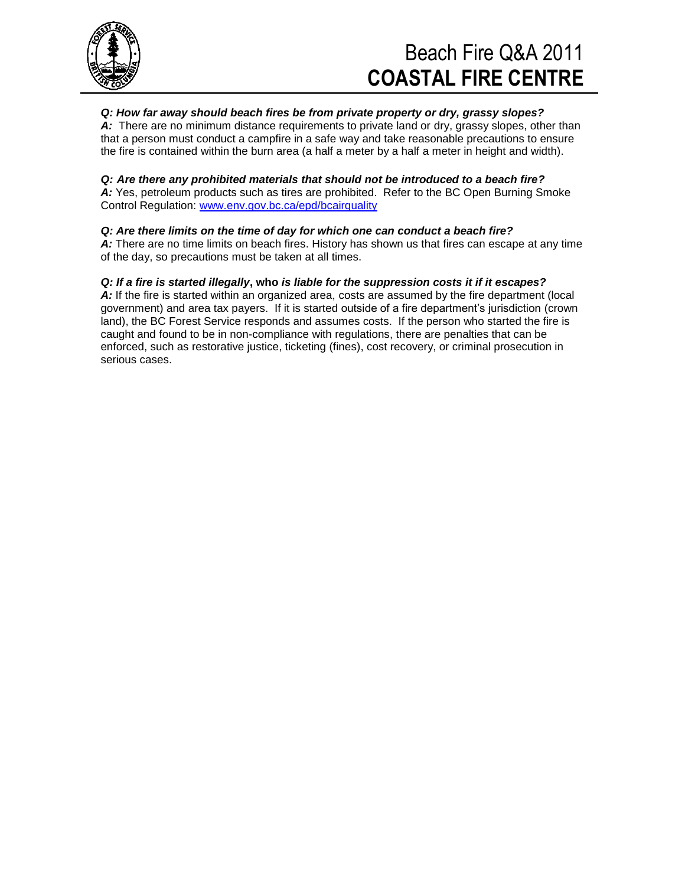***Q: How far away should beach fires be from private property or dry, grassy slopes?***
***A:*** There are no minimum distance requirements to private land or dry, grassy slopes, other than that a person must conduct a campfire in a safe way and take reasonable precautions to ensure the fire is contained within the burn area (a half a meter by a half a meter in height and width).

***Q: Are there any prohibited materials that should not be introduced to a beach fire?***
***A:*** Yes, petroleum products such as tires are prohibited. Refer to the BC Open Burning Smoke Control Regulation: [www.env.gov.bc.ca/epd/bcairquality](http://www.env.gov.bc.ca/epd/bcairquality)

***Q: Are there limits on the time of day for which one can conduct a beach fire?***
***A:*** There are no time limits on beach fires. History has shown us that fires can escape at any time of the day, so precautions must be taken at all times.

***Q: If a fire is started illegally*, who *is liable for the suppression costs it if it escapes?***
***A:*** If the fire is started within an organized area, costs are assumed by the fire department (local government) and area tax payers. If it is started outside of a fire department's jurisdiction (crown land), the BC Forest Service responds and assumes costs. If the person who started the fire is caught and found to be in non-compliance with regulations, there are penalties that can be enforced, such as restorative justice, ticketing (fines), cost recovery, or criminal prosecution in serious cases.